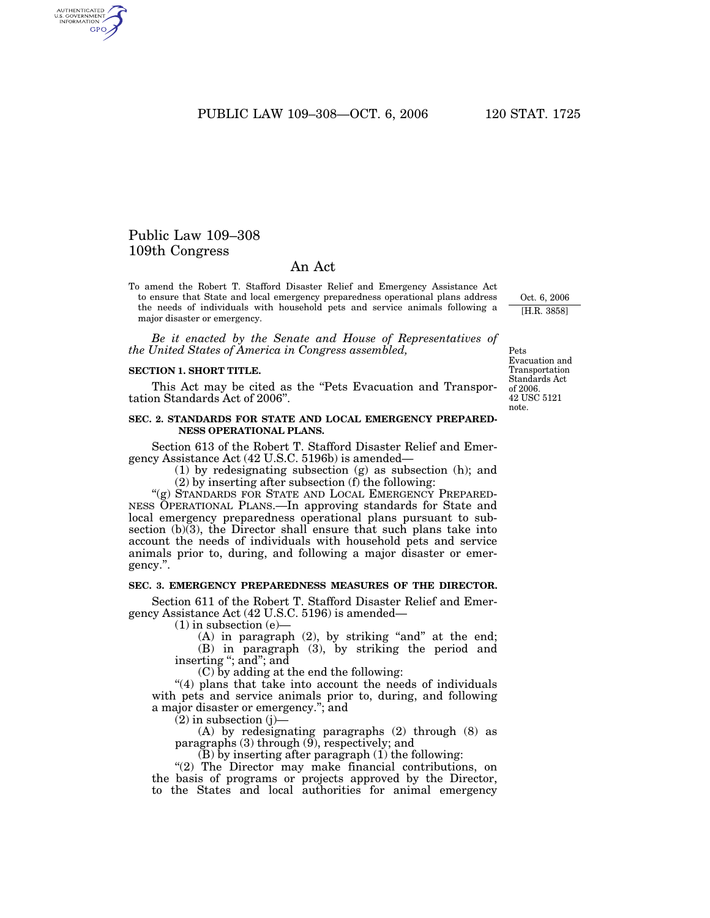# Public Law 109–308
## 109th Congress

## An Act

To amend the Robert T. Stafford Disaster Relief and Emergency Assistance Act to ensure that State and local emergency preparedness operational plans address the needs of individuals with household pets and service animals following a major disaster or emergency.

Oct. 6, 2006
[H.R. 3858]

*Be it enacted by the Senate and House of Representatives of the United States of America in Congress assembled,*

Pets Evacuation and Transportation Standards Act of 2006.
42 USC 5121 note.

**SECTION 1. SHORT TITLE.**

This Act may be cited as the "Pets Evacuation and Transportation Standards Act of 2006".

**SEC. 2. STANDARDS FOR STATE AND LOCAL EMERGENCY PREPAREDNESS OPERATIONAL PLANS.**

Section 613 of the Robert T. Stafford Disaster Relief and Emergency Assistance Act (42 U.S.C. 5196b) is amended—

(1) by redesignating subsection (g) as subsection (h); and

(2) by inserting after subsection (f) the following:

"(g) STANDARDS FOR STATE AND LOCAL EMERGENCY PREPAREDNESS OPERATIONAL PLANS.—In approving standards for State and local emergency preparedness operational plans pursuant to subsection (b)(3), the Director shall ensure that such plans take into account the needs of individuals with household pets and service animals prior to, during, and following a major disaster or emergency.".

**SEC. 3. EMERGENCY PREPAREDNESS MEASURES OF THE DIRECTOR.**

Section 611 of the Robert T. Stafford Disaster Relief and Emergency Assistance Act (42 U.S.C. 5196) is amended—

(1) in subsection (e)—

(A) in paragraph (2), by striking "and" at the end;

(B) in paragraph (3), by striking the period and inserting "; and"; and

(C) by adding at the end the following:

"(4) plans that take into account the needs of individuals with pets and service animals prior to, during, and following a major disaster or emergency."; and

(2) in subsection (j)—

(A) by redesignating paragraphs (2) through (8) as paragraphs (3) through (9), respectively; and

(B) by inserting after paragraph (1) the following:

"(2) The Director may make financial contributions, on the basis of programs or projects approved by the Director, to the States and local authorities for animal emergency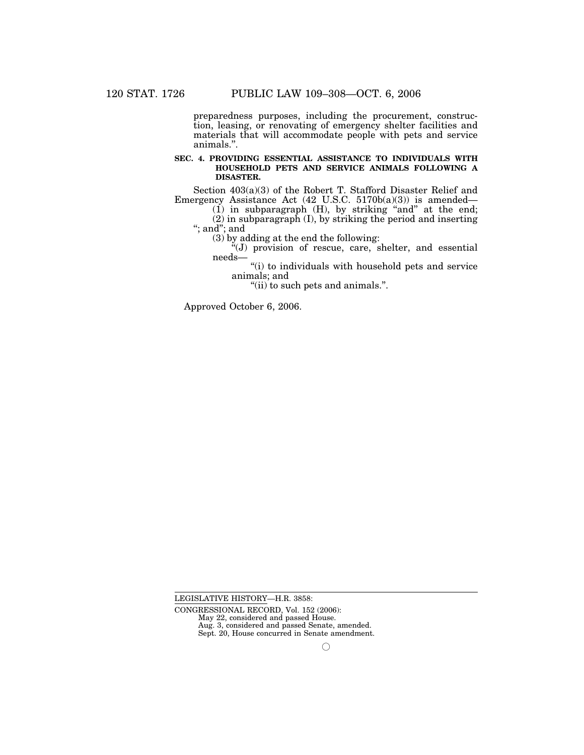preparedness purposes, including the procurement, construction, leasing, or renovating of emergency shelter facilities and materials that will accommodate people with pets and service animals.".

**SEC. 4. PROVIDING ESSENTIAL ASSISTANCE TO INDIVIDUALS WITH HOUSEHOLD PETS AND SERVICE ANIMALS FOLLOWING A DISASTER.**

Section 403(a)(3) of the Robert T. Stafford Disaster Relief and Emergency Assistance Act (42 U.S.C. 5170b(a)(3)) is amended—

(1) in subparagraph (H), by striking "and" at the end;

(2) in subparagraph (I), by striking the period and inserting "; and"; and

(3) by adding at the end the following:

"(J) provision of rescue, care, shelter, and essential needs—

"(i) to individuals with household pets and service animals; and

"(ii) to such pets and animals.".

Approved October 6, 2006.

---

LEGISLATIVE HISTORY—H.R. 3858:

CONGRESSIONAL RECORD, Vol. 152 (2006):

May 22, considered and passed House.

Aug. 3, considered and passed Senate, amended.

Sept. 20, House concurred in Senate amendment.